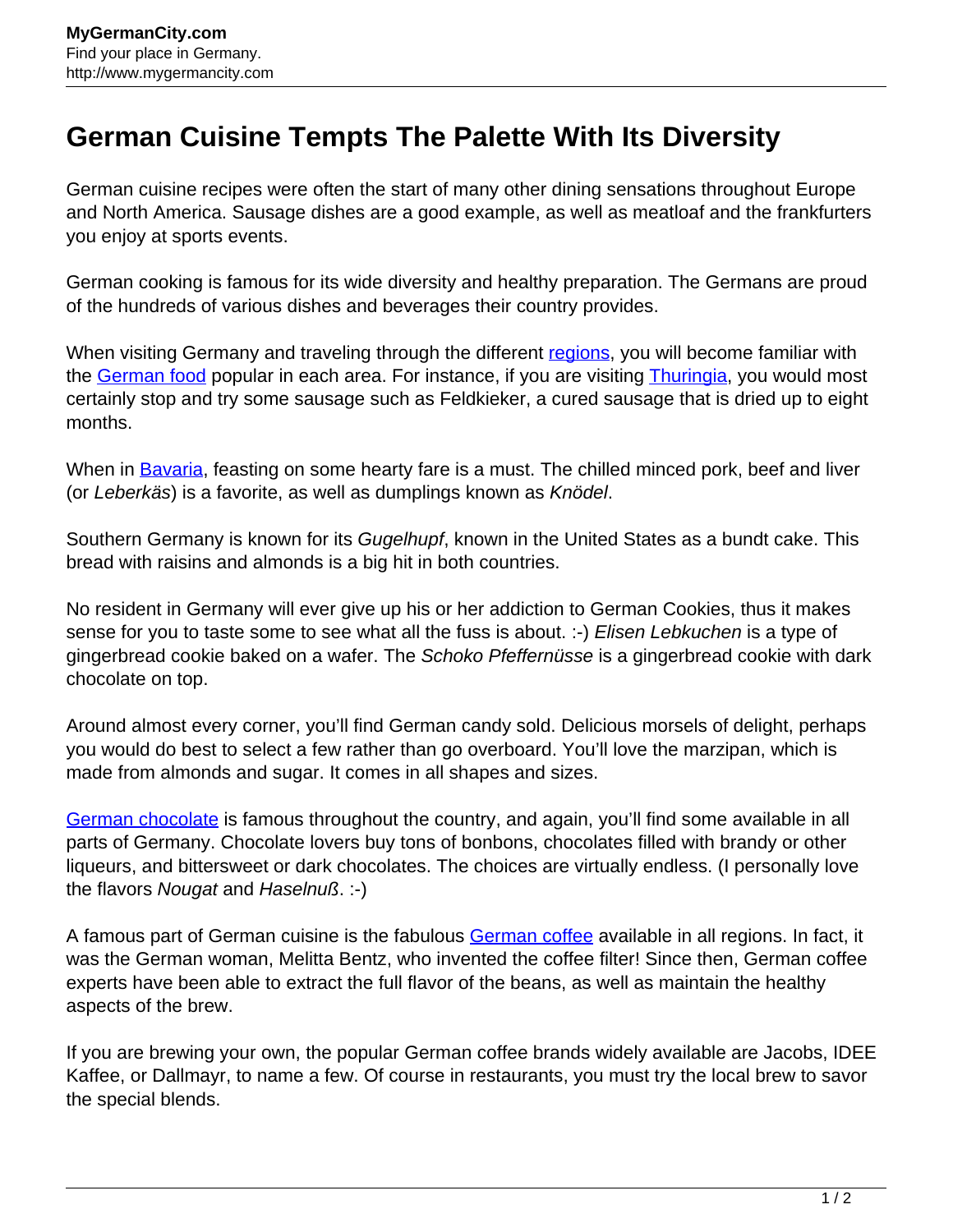# German Cuisine Tempts The Palette With Its Diversity

German cuisine recipes were often the start of many other dining sensations throughout Europe and North America. Sausage dishes are a good example, as well as meatloaf and the frankfurters you enjoy at sports events.

German cooking is famous for its wide diversity and healthy preparation. The Germans are proud of the hundreds of various dishes and beverages their country provides.

When visiting Germany and traveling through the different regions, you will become familiar with the German food popular in each area. For instance, if you are visiting Thuringia, you would most certainly stop and try some sausage such as Feldkieker, a cured sausage that is dried up to eight months.

When in Bavaria, feasting on some hearty fare is a must. The chilled minced pork, beef and liver (or *Leberkäs*) is a favorite, as well as dumplings known as *Knödel*.

Southern Germany is known for its *Gugelhupf*, known in the United States as a bundt cake. This bread with raisins and almonds is a big hit in both countries.

No resident in Germany will ever give up his or her addiction to German Cookies, thus it makes sense for you to taste some to see what all the fuss is about. :-) *Elisen Lebkuchen* is a type of gingerbread cookie baked on a wafer. The *Schoko Pfeffernüsse* is a gingerbread cookie with dark chocolate on top.

Around almost every corner, you'll find German candy sold. Delicious morsels of delight, perhaps you would do best to select a few rather than go overboard. You'll love the marzipan, which is made from almonds and sugar. It comes in all shapes and sizes.

German chocolate is famous throughout the country, and again, you'll find some available in all parts of Germany. Chocolate lovers buy tons of bonbons, chocolates filled with brandy or other liqueurs, and bittersweet or dark chocolates. The choices are virtually endless. (I personally love the flavors *Nougat* and *Haselnuß*. :-)

A famous part of German cuisine is the fabulous German coffee available in all regions. In fact, it was the German woman, Melitta Bentz, who invented the coffee filter! Since then, German coffee experts have been able to extract the full flavor of the beans, as well as maintain the healthy aspects of the brew.

If you are brewing your own, the popular German coffee brands widely available are Jacobs, IDEE Kaffee, or Dallmayr, to name a few. Of course in restaurants, you must try the local brew to savor the special blends.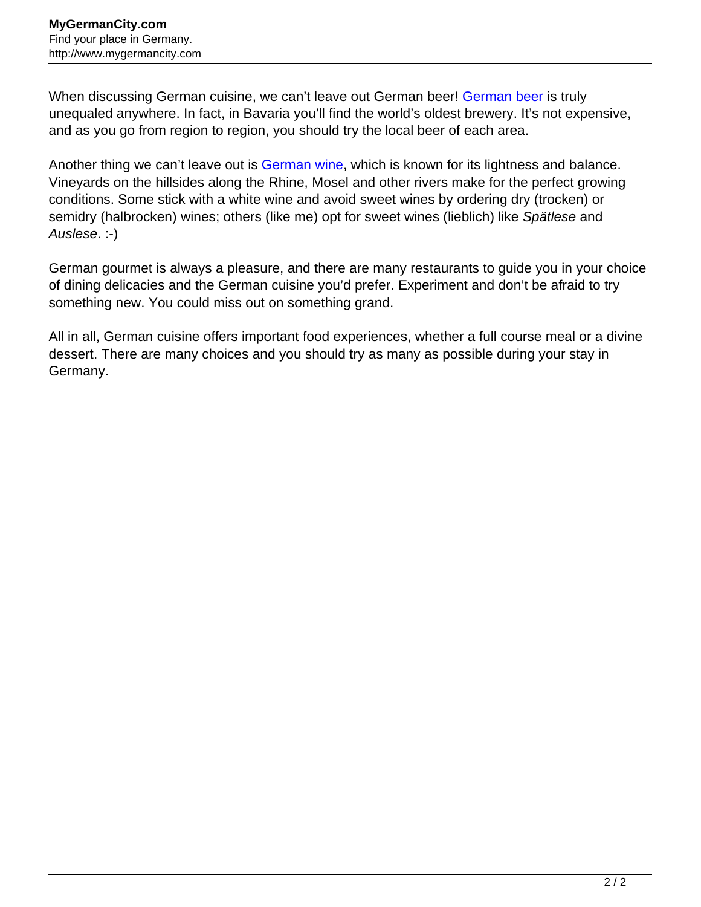When discussing German cuisine, we can't leave out German beer! German beer is truly unequaled anywhere. In fact, in Bavaria you'll find the world's oldest brewery. It's not expensive, and as you go from region to region, you should try the local beer of each area.

Another thing we can't leave out is German wine, which is known for its lightness and balance. Vineyards on the hillsides along the Rhine, Mosel and other rivers make for the perfect growing conditions. Some stick with a white wine and avoid sweet wines by ordering dry (trocken) or semidry (halbrocken) wines; others (like me) opt for sweet wines (lieblich) like *Spätlese* and *Auslese*. :-)

German gourmet is always a pleasure, and there are many restaurants to guide you in your choice of dining delicacies and the German cuisine you'd prefer. Experiment and don't be afraid to try something new. You could miss out on something grand.

All in all, German cuisine offers important food experiences, whether a full course meal or a divine dessert. There are many choices and you should try as many as possible during your stay in Germany.